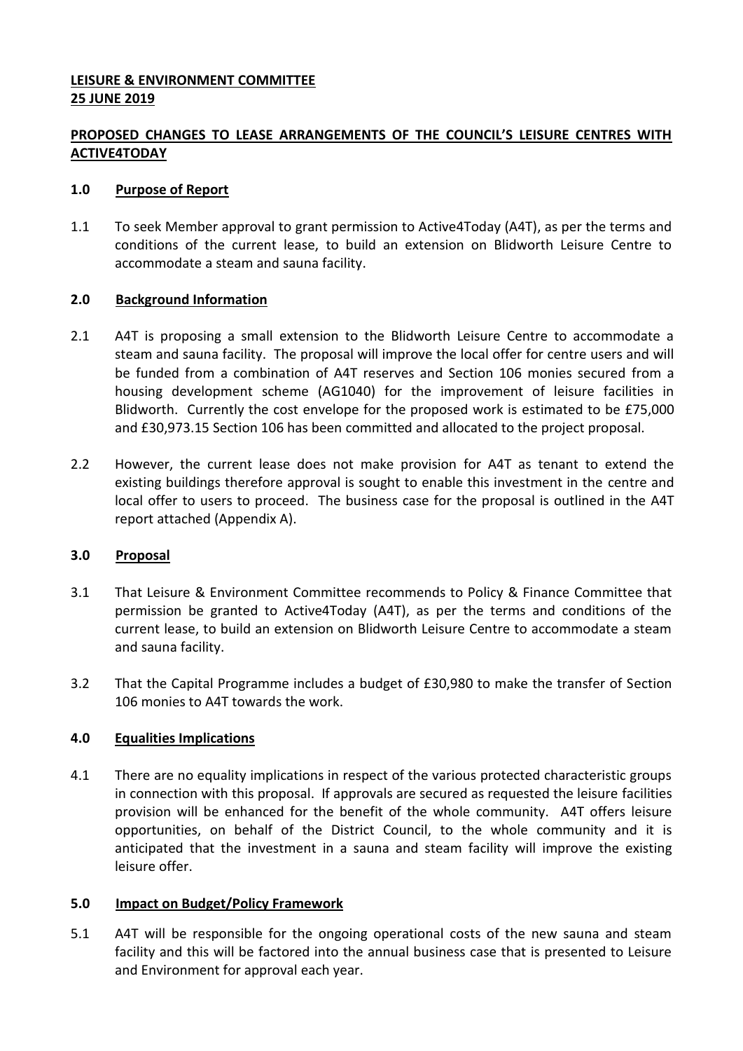**LEISURE & ENVIRONMENT COMMITTEE**
**25 JUNE 2019**

**PROPOSED CHANGES TO LEASE ARRANGEMENTS OF THE COUNCIL'S LEISURE CENTRES WITH ACTIVE4TODAY**

## 1.0 Purpose of Report

1.1 To seek Member approval to grant permission to Active4Today (A4T), as per the terms and conditions of the current lease, to build an extension on Blidworth Leisure Centre to accommodate a steam and sauna facility.

## 2.0 Background Information

2.1 A4T is proposing a small extension to the Blidworth Leisure Centre to accommodate a steam and sauna facility. The proposal will improve the local offer for centre users and will be funded from a combination of A4T reserves and Section 106 monies secured from a housing development scheme (AG1040) for the improvement of leisure facilities in Blidworth. Currently the cost envelope for the proposed work is estimated to be £75,000 and £30,973.15 Section 106 has been committed and allocated to the project proposal.

2.2 However, the current lease does not make provision for A4T as tenant to extend the existing buildings therefore approval is sought to enable this investment in the centre and local offer to users to proceed. The business case for the proposal is outlined in the A4T report attached (Appendix A).

## 3.0 Proposal

3.1 That Leisure & Environment Committee recommends to Policy & Finance Committee that permission be granted to Active4Today (A4T), as per the terms and conditions of the current lease, to build an extension on Blidworth Leisure Centre to accommodate a steam and sauna facility.

3.2 That the Capital Programme includes a budget of £30,980 to make the transfer of Section 106 monies to A4T towards the work.

## 4.0 Equalities Implications

4.1 There are no equality implications in respect of the various protected characteristic groups in connection with this proposal. If approvals are secured as requested the leisure facilities provision will be enhanced for the benefit of the whole community. A4T offers leisure opportunities, on behalf of the District Council, to the whole community and it is anticipated that the investment in a sauna and steam facility will improve the existing leisure offer.

## 5.0 Impact on Budget/Policy Framework

5.1 A4T will be responsible for the ongoing operational costs of the new sauna and steam facility and this will be factored into the annual business case that is presented to Leisure and Environment for approval each year.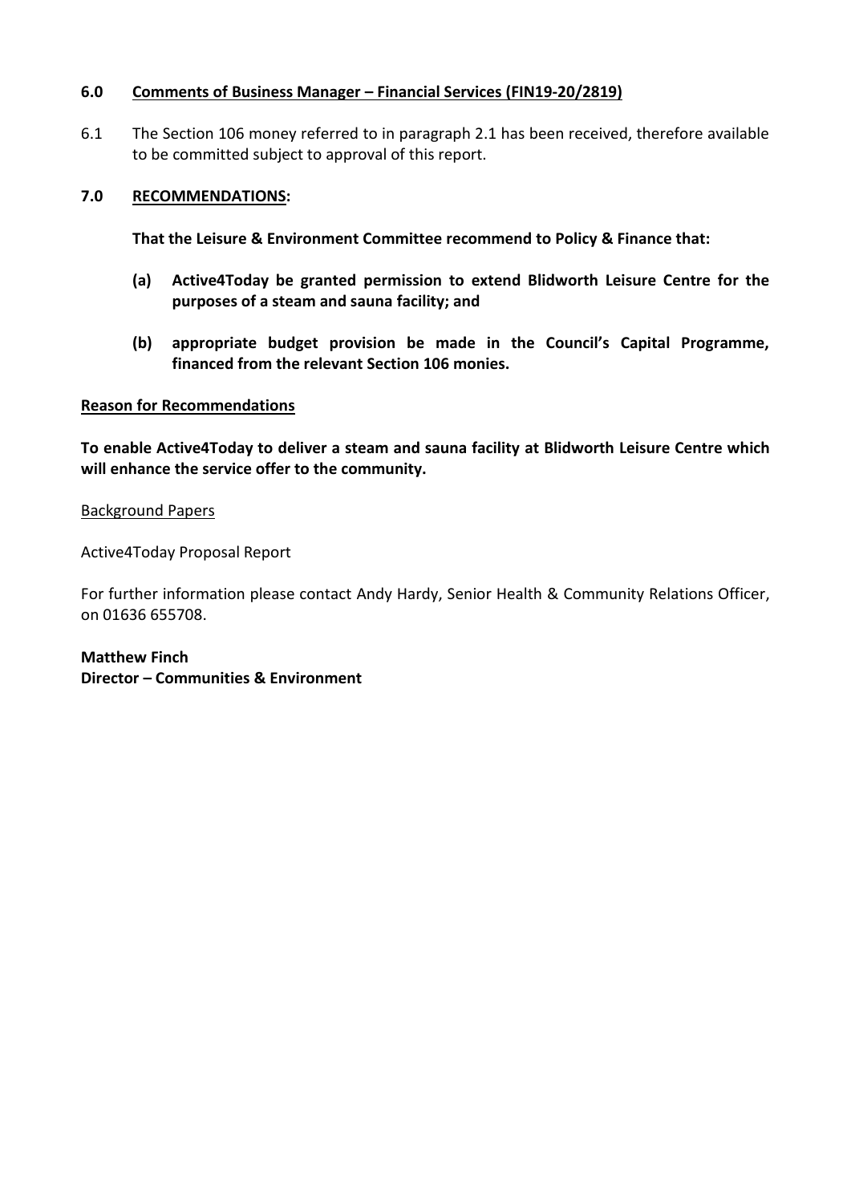## 6.0 Comments of Business Manager – Financial Services (FIN19-20/2819)

6.1 The Section 106 money referred to in paragraph 2.1 has been received, therefore available to be committed subject to approval of this report.

## 7.0 RECOMMENDATIONS:

**That the Leisure & Environment Committee recommend to Policy & Finance that:**

**(a) Active4Today be granted permission to extend Blidworth Leisure Centre for the purposes of a steam and sauna facility; and**

**(b) appropriate budget provision be made in the Council's Capital Programme, financed from the relevant Section 106 monies.**

**Reason for Recommendations**

**To enable Active4Today to deliver a steam and sauna facility at Blidworth Leisure Centre which will enhance the service offer to the community.**

Background Papers

Active4Today Proposal Report

For further information please contact Andy Hardy, Senior Health & Community Relations Officer, on 01636 655708.

**Matthew Finch**
**Director – Communities & Environment**